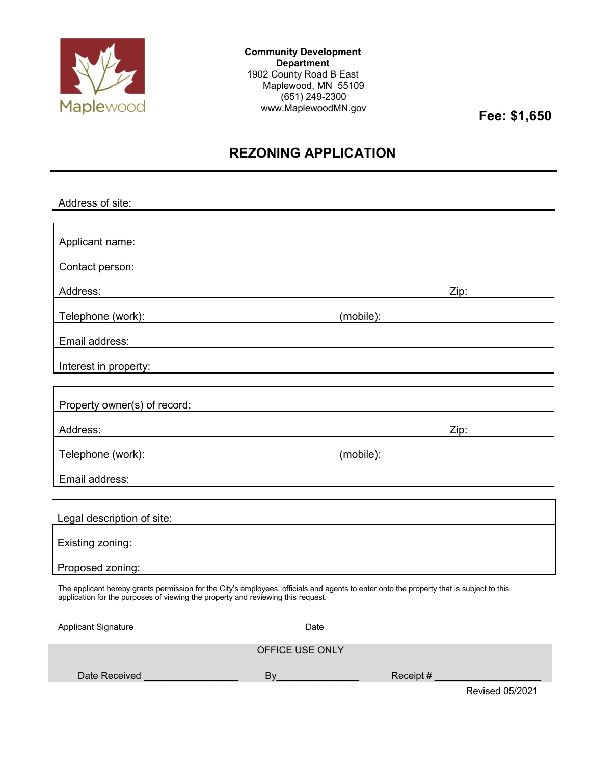Maplewood

**Community Development Department**
1902 County Road B East
Maplewood, MN 55109
(651) 249-2300
www.MaplewoodMN.gov

**Fee: $1,650**

# REZONING APPLICATION

Address of site:

Applicant name:

Contact person:

Address: Zip:

Telephone (work): (mobile):

Email address:

Interest in property:

Property owner(s) of record:

Address: Zip:

Telephone (work): (mobile):

Email address:

Legal description of site:

Existing zoning:

Proposed zoning:

The applicant hereby grants permission for the City's employees, officials and agents to enter onto the property that is subject to this application for the purposes of viewing the property and reviewing this request.

Applicant Signature Date

OFFICE USE ONLY

Date Received ________________ By______________ Receipt # __________________

Revised 05/2021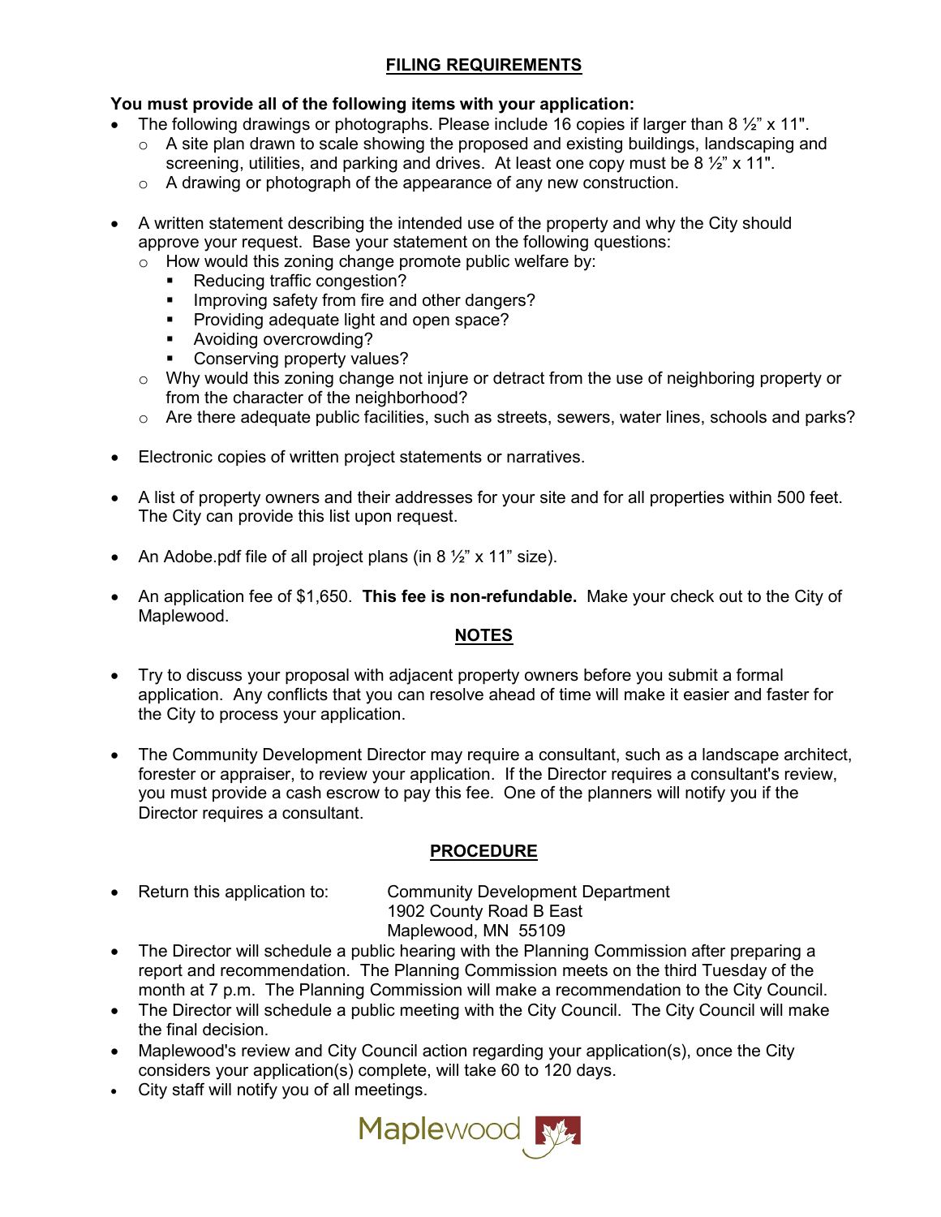## FILING REQUIREMENTS

**You must provide all of the following items with your application:**

- The following drawings or photographs. Please include 16 copies if larger than 8 ½" x 11".
  - A site plan drawn to scale showing the proposed and existing buildings, landscaping and screening, utilities, and parking and drives. At least one copy must be 8 ½" x 11".
  - A drawing or photograph of the appearance of any new construction.
- A written statement describing the intended use of the property and why the City should approve your request. Base your statement on the following questions:
  - How would this zoning change promote public welfare by:
    - Reducing traffic congestion?
    - Improving safety from fire and other dangers?
    - Providing adequate light and open space?
    - Avoiding overcrowding?
    - Conserving property values?
  - Why would this zoning change not injure or detract from the use of neighboring property or from the character of the neighborhood?
  - Are there adequate public facilities, such as streets, sewers, water lines, schools and parks?
- Electronic copies of written project statements or narratives.
- A list of property owners and their addresses for your site and for all properties within 500 feet. The City can provide this list upon request.
- An Adobe.pdf file of all project plans (in 8 ½" x 11" size).
- An application fee of $1,650. **This fee is non-refundable.** Make your check out to the City of Maplewood.

## NOTES

- Try to discuss your proposal with adjacent property owners before you submit a formal application. Any conflicts that you can resolve ahead of time will make it easier and faster for the City to process your application.
- The Community Development Director may require a consultant, such as a landscape architect, forester or appraiser, to review your application. If the Director requires a consultant's review, you must provide a cash escrow to pay this fee. One of the planners will notify you if the Director requires a consultant.

## PROCEDURE

- Return this application to: Community Development Department
  1902 County Road B East
  Maplewood, MN 55109
- The Director will schedule a public hearing with the Planning Commission after preparing a report and recommendation. The Planning Commission meets on the third Tuesday of the month at 7 p.m. The Planning Commission will make a recommendation to the City Council.
- The Director will schedule a public meeting with the City Council. The City Council will make the final decision.
- Maplewood's review and City Council action regarding your application(s), once the City considers your application(s) complete, will take 60 to 120 days.
- City staff will notify you of all meetings.

Maplewood